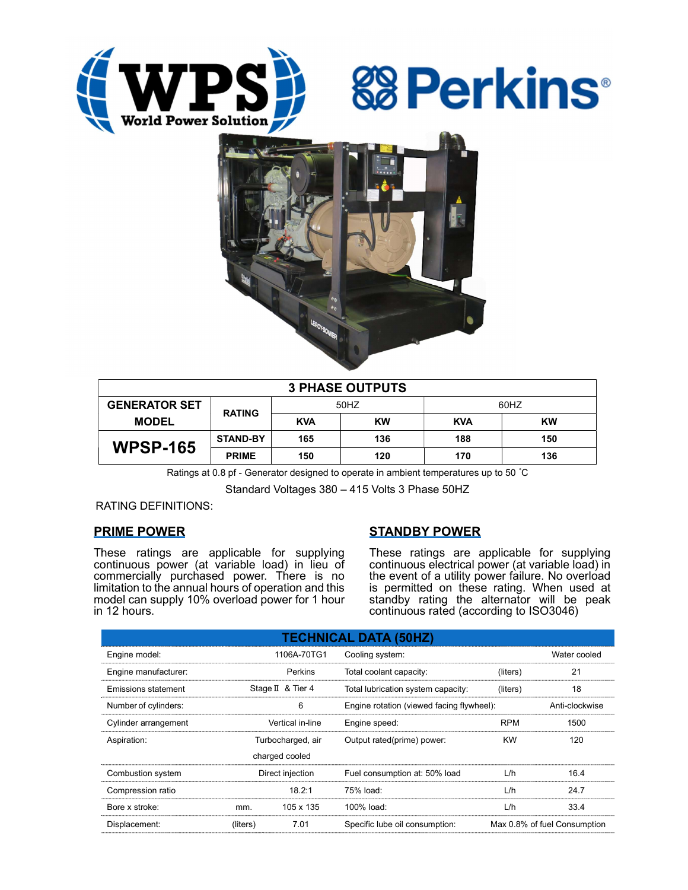| 3 PHASE OUTPUTS | | | | | |
|---|---|---|---|---|---|
| GENERATOR SET MODEL | RATING | 50HZ | | 60HZ | |
| | | KVA | KW | KVA | KW |
| WPSP-165 | STAND-BY | 165 | 136 | 188 | 150 |
| | PRIME | 150 | 120 | 170 | 136 |

Ratings at 0.8 pf - Generator designed to operate in ambient temperatures up to 50 ˚C

Standard Voltages 380 – 415 Volts 3 Phase 50HZ

RATING DEFINITIONS:

## PRIME POWER

These ratings are applicable for supplying continuous power (at variable load) in lieu of commercially purchased power. There is no limitation to the annual hours of operation and this model can supply 10% overload power for 1 hour in 12 hours.

## STANDBY POWER

These ratings are applicable for supplying continuous electrical power (at variable load) in the event of a utility power failure. No overload is permitted on these rating. When used at standby rating the alternator will be peak continuous rated (according to ISO3046)

| TECHNICAL DATA (50HZ) | | | | | |
|---|---|---|---|---|---|
| Engine model: | | 1106A-70TG1 | Cooling system: | | Water cooled |
| Engine manufacturer: | | Perkins | Total coolant capacity: | (liters) | 21 |
| Emissions statement | | Stage Ⅱ & Tier 4 | Total lubrication system capacity: | (liters) | 18 |
| Number of cylinders: | | 6 | Engine rotation (viewed facing flywheel): | | Anti-clockwise |
| Cylinder arrangement | | Vertical in-line | Engine speed: | RPM | 1500 |
| Aspiration: | | Turbocharged, air charged cooled | Output rated(prime) power: | KW | 120 |
| Combustion system | | Direct injection | Fuel consumption at: 50% load | L/h | 16.4 |
| Compression ratio | | 18.2:1 | 75% load: | L/h | 24.7 |
| Bore x stroke: | mm. | 105 x 135 | 100% load: | L/h | 33.4 |
| Displacement: | (liters) | 7.01 | Specific lube oil consumption: | | Max 0.8% of fuel Consumption |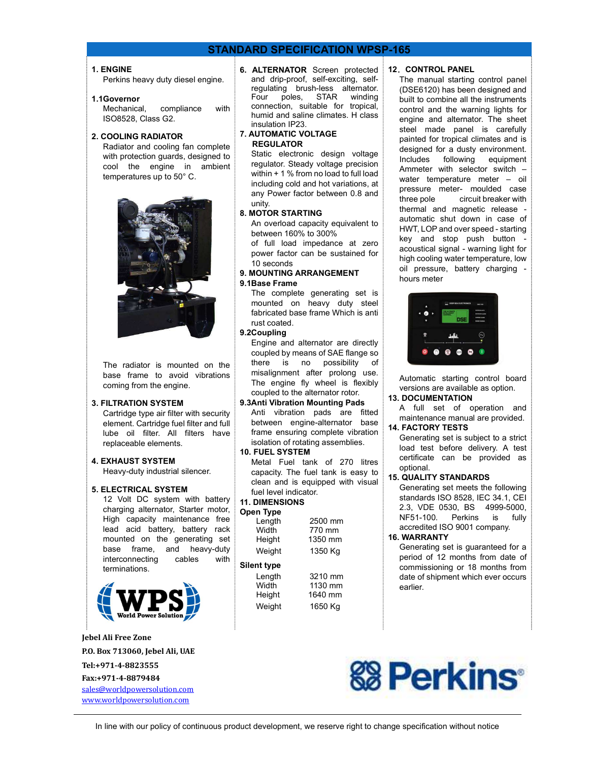# STANDARD SPECIFICATION WPSP-165

## 1. ENGINE

Perkins heavy duty diesel engine.

### 1.1Governor

Mechanical, compliance with ISO8528, Class G2.

## 2. COOLING RADIATOR

Radiator and cooling fan complete with protection guards, designed to cool the engine in ambient temperatures up to 50° C.

The radiator is mounted on the base frame to avoid vibrations coming from the engine.

## 3. FILTRATION SYSTEM

Cartridge type air filter with security element. Cartridge fuel filter and full lube oil filter. All filters have replaceable elements.

## 4. EXHAUST SYSTEM

Heavy-duty industrial silencer.

## 5. ELECTRICAL SYSTEM

12 Volt DC system with battery charging alternator, Starter motor, High capacity maintenance free lead acid battery, battery rack mounted on the generating set base frame, and heavy-duty interconnecting cables with terminations.

## 6. ALTERNATOR

Screen protected and drip-proof, self-exciting, self-regulating brush-less alternator. Four poles, STAR winding connection, suitable for tropical, humid and saline climates. H class insulation IP23.

## 7. AUTOMATIC VOLTAGE REGULATOR

Static electronic design voltage regulator. Steady voltage precision within + 1 % from no load to full load including cold and hot variations, at any Power factor between 0.8 and unity.

## 8. MOTOR STARTING

An overload capacity equivalent to between 160% to 300% of full load impedance at zero power factor can be sustained for 10 seconds

## 9. MOUNTING ARRANGEMENT

### 9.1Base Frame

The complete generating set is mounted on heavy duty steel fabricated base frame Which is anti rust coated.

### 9.2Coupling

Engine and alternator are directly coupled by means of SAE flange so there is no possibility of misalignment after prolong use. The engine fly wheel is flexibly coupled to the alternator rotor.

### 9.3Anti Vibration Mounting Pads

Anti vibration pads are fitted between engine-alternator base frame ensuring complete vibration isolation of rotating assemblies.

## 10. FUEL SYSTEM

Metal Fuel tank of 270 litres capacity. The fuel tank is easy to clean and is equipped with visual fuel level indicator.

## 11. DIMENSIONS

**Open Type**

| | |
|---|---|
| Length | 2500 mm |
| Width | 770 mm |
| Height | 1350 mm |
| Weight | 1350 Kg |

**Silent type**

| | |
|---|---|
| Length | 3210 mm |
| Width | 1130 mm |
| Height | 1640 mm |
| Weight | 1650 Kg |

## 12. CONTROL PANEL

The manual starting control panel (DSE6120) has been designed and built to combine all the instruments control and the warning lights for engine and alternator. The sheet steel made panel is carefully painted for tropical climates and is designed for a dusty environment. Includes following equipment Ammeter with selector switch – water temperature meter – oil pressure meter- moulded case three pole circuit breaker with thermal and magnetic release - automatic shut down in case of HWT, LOP and over speed - starting key and stop push button - acoustical signal - warning light for high cooling water temperature, low oil pressure, battery charging - hours meter

Automatic starting control board versions are available as option.

## 13. DOCUMENTATION

A full set of operation and maintenance manual are provided.

## 14. FACTORY TESTS

Generating set is subject to a strict load test before delivery. A test certificate can be provided as optional.

## 15. QUALITY STANDARDS

Generating set meets the following standards ISO 8528, IEC 34.1, CEI 2.3, VDE 0530, BS 4999-5000, NF51-100. Perkins is fully accredited ISO 9001 company.

## 16. WARRANTY

Generating set is guaranteed for a period of 12 months from date of commissioning or 18 months from date of shipment which ever occurs earlier.

WPS World Power Solution

**Jebel Ali Free Zone**
**P.O. Box 713060, Jebel Ali, UAE**
**Tel:+971-4-8823555**
**Fax:+971-4-8879484**
sales@worldpowersolution.com
www.worldpowersolution.com

Perkins

In line with our policy of continuous product development, we reserve right to change specification without notice